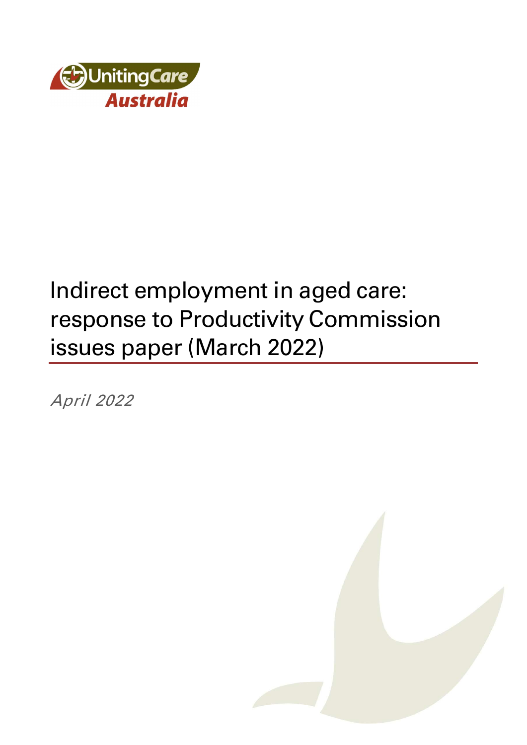UnitingCare Australia

# Indirect employment in aged care: response to Productivity Commission issues paper (March 2022)

*April 2022*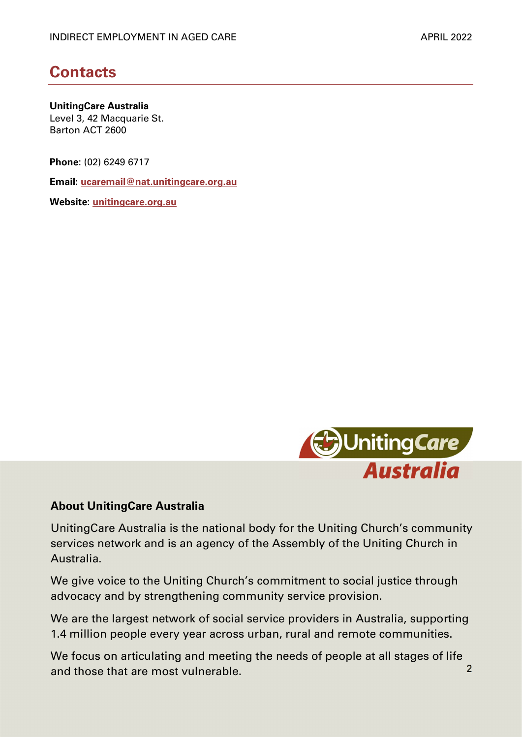## Contacts

**UnitingCare Australia**
Level 3, 42 Macquarie St.
Barton ACT 2600

**Phone**: (02) 6249 6717

**Email**: ucaremail@nat.unitingcare.org.au

**Website**: unitingcare.org.au

**About UnitingCare Australia**

UnitingCare Australia is the national body for the Uniting Church's community services network and is an agency of the Assembly of the Uniting Church in Australia.

We give voice to the Uniting Church's commitment to social justice through advocacy and by strengthening community service provision.

We are the largest network of social service providers in Australia, supporting 1.4 million people every year across urban, rural and remote communities.

We focus on articulating and meeting the needs of people at all stages of life and those that are most vulnerable.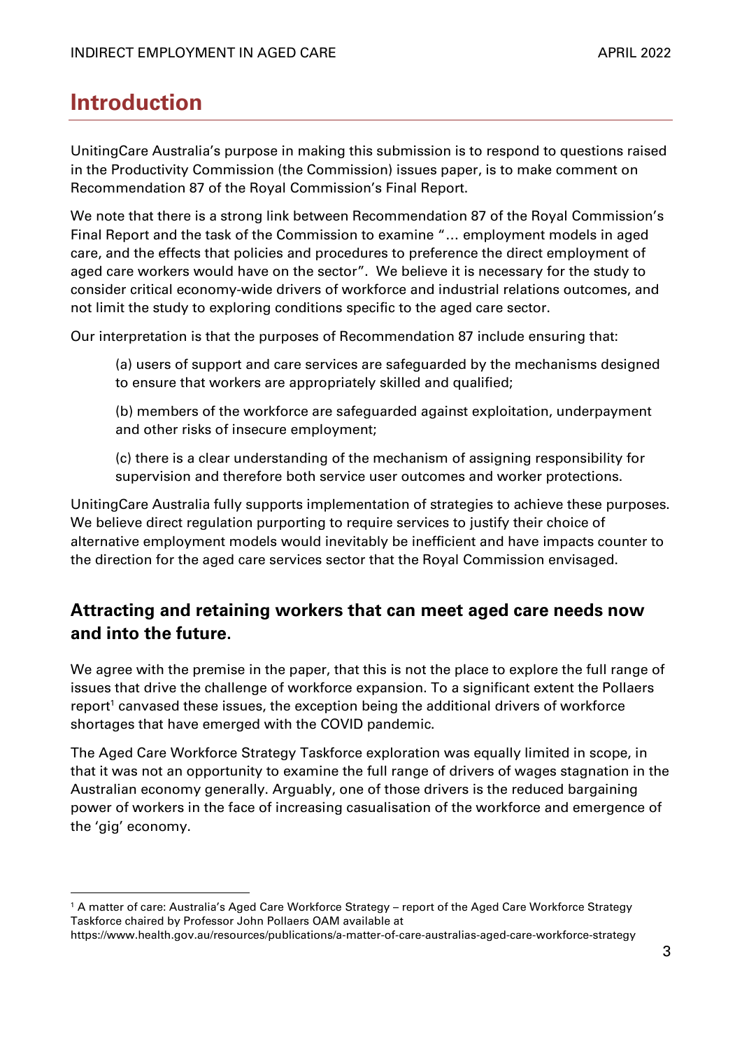# Introduction

UnitingCare Australia's purpose in making this submission is to respond to questions raised in the Productivity Commission (the Commission) issues paper, is to make comment on Recommendation 87 of the Royal Commission's Final Report.

We note that there is a strong link between Recommendation 87 of the Royal Commission's Final Report and the task of the Commission to examine "… employment models in aged care, and the effects that policies and procedures to preference the direct employment of aged care workers would have on the sector". We believe it is necessary for the study to consider critical economy-wide drivers of workforce and industrial relations outcomes, and not limit the study to exploring conditions specific to the aged care sector.

Our interpretation is that the purposes of Recommendation 87 include ensuring that:

> (a) users of support and care services are safeguarded by the mechanisms designed to ensure that workers are appropriately skilled and qualified;
>
> (b) members of the workforce are safeguarded against exploitation, underpayment and other risks of insecure employment;
>
> (c) there is a clear understanding of the mechanism of assigning responsibility for supervision and therefore both service user outcomes and worker protections.

UnitingCare Australia fully supports implementation of strategies to achieve these purposes. We believe direct regulation purporting to require services to justify their choice of alternative employment models would inevitably be inefficient and have impacts counter to the direction for the aged care services sector that the Royal Commission envisaged.

## Attracting and retaining workers that can meet aged care needs now and into the future.

We agree with the premise in the paper, that this is not the place to explore the full range of issues that drive the challenge of workforce expansion. To a significant extent the Pollaers report[1] canvased these issues, the exception being the additional drivers of workforce shortages that have emerged with the COVID pandemic.

The Aged Care Workforce Strategy Taskforce exploration was equally limited in scope, in that it was not an opportunity to examine the full range of drivers of wages stagnation in the Australian economy generally. Arguably, one of those drivers is the reduced bargaining power of workers in the face of increasing casualisation of the workforce and emergence of the 'gig' economy.

---

[1] A matter of care: Australia's Aged Care Workforce Strategy – report of the Aged Care Workforce Strategy Taskforce chaired by Professor John Pollaers OAM available at https://www.health.gov.au/resources/publications/a-matter-of-care-australias-aged-care-workforce-strategy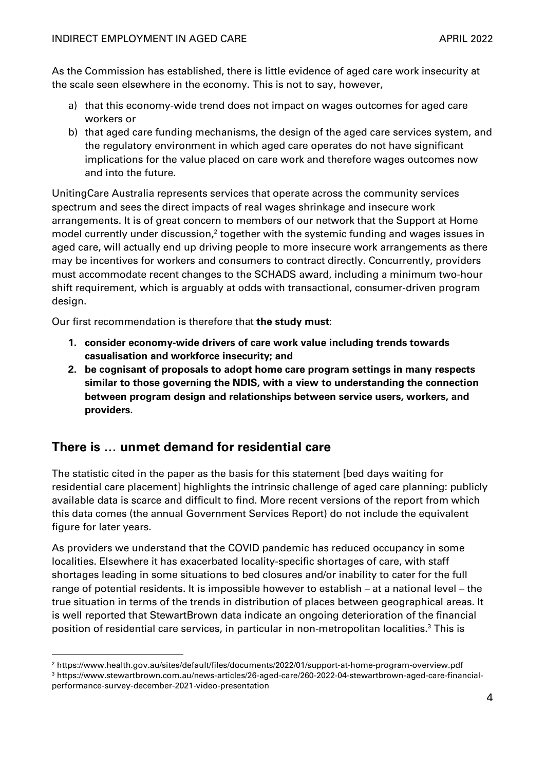As the Commission has established, there is little evidence of aged care work insecurity at the scale seen elsewhere in the economy. This is not to say, however,

a) that this economy-wide trend does not impact on wages outcomes for aged care workers or
b) that aged care funding mechanisms, the design of the aged care services system, and the regulatory environment in which aged care operates do not have significant implications for the value placed on care work and therefore wages outcomes now and into the future.

UnitingCare Australia represents services that operate across the community services spectrum and sees the direct impacts of real wages shrinkage and insecure work arrangements. It is of great concern to members of our network that the Support at Home model currently under discussion,[2] together with the systemic funding and wages issues in aged care, will actually end up driving people to more insecure work arrangements as there may be incentives for workers and consumers to contract directly. Concurrently, providers must accommodate recent changes to the SCHADS award, including a minimum two-hour shift requirement, which is arguably at odds with transactional, consumer-driven program design.

Our first recommendation is therefore that **the study must**:

1. **consider economy-wide drivers of care work value including trends towards casualisation and workforce insecurity; and**
2. **be cognisant of proposals to adopt home care program settings in many respects similar to those governing the NDIS, with a view to understanding the connection between program design and relationships between service users, workers, and providers.**

## There is … unmet demand for residential care

The statistic cited in the paper as the basis for this statement [bed days waiting for residential care placement] highlights the intrinsic challenge of aged care planning: publicly available data is scarce and difficult to find. More recent versions of the report from which this data comes (the annual Government Services Report) do not include the equivalent figure for later years.

As providers we understand that the COVID pandemic has reduced occupancy in some localities. Elsewhere it has exacerbated locality-specific shortages of care, with staff shortages leading in some situations to bed closures and/or inability to cater for the full range of potential residents. It is impossible however to establish – at a national level – the true situation in terms of the trends in distribution of places between geographical areas. It is well reported that StewartBrown data indicate an ongoing deterioration of the financial position of residential care services, in particular in non-metropolitan localities.[3] This is

---

[2] https://www.health.gov.au/sites/default/files/documents/2022/01/support-at-home-program-overview.pdf

[3] https://www.stewartbrown.com.au/news-articles/26-aged-care/260-2022-04-stewartbrown-aged-care-financial-performance-survey-december-2021-video-presentation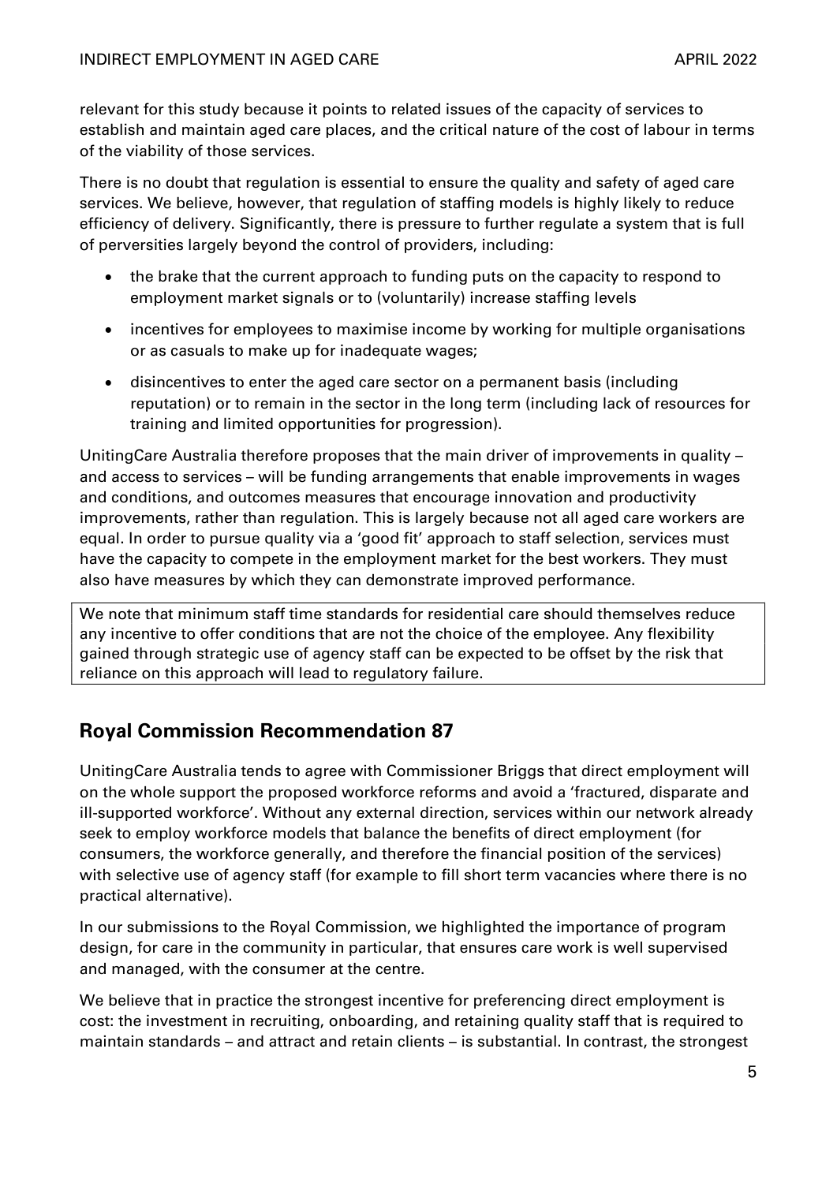relevant for this study because it points to related issues of the capacity of services to establish and maintain aged care places, and the critical nature of the cost of labour in terms of the viability of those services.

There is no doubt that regulation is essential to ensure the quality and safety of aged care services. We believe, however, that regulation of staffing models is highly likely to reduce efficiency of delivery. Significantly, there is pressure to further regulate a system that is full of perversities largely beyond the control of providers, including:

- the brake that the current approach to funding puts on the capacity to respond to employment market signals or to (voluntarily) increase staffing levels
- incentives for employees to maximise income by working for multiple organisations or as casuals to make up for inadequate wages;
- disincentives to enter the aged care sector on a permanent basis (including reputation) or to remain in the sector in the long term (including lack of resources for training and limited opportunities for progression).

UnitingCare Australia therefore proposes that the main driver of improvements in quality – and access to services – will be funding arrangements that enable improvements in wages and conditions, and outcomes measures that encourage innovation and productivity improvements, rather than regulation. This is largely because not all aged care workers are equal. In order to pursue quality via a 'good fit' approach to staff selection, services must have the capacity to compete in the employment market for the best workers. They must also have measures by which they can demonstrate improved performance.

> We note that minimum staff time standards for residential care should themselves reduce any incentive to offer conditions that are not the choice of the employee. Any flexibility gained through strategic use of agency staff can be expected to be offset by the risk that reliance on this approach will lead to regulatory failure.

## Royal Commission Recommendation 87

UnitingCare Australia tends to agree with Commissioner Briggs that direct employment will on the whole support the proposed workforce reforms and avoid a 'fractured, disparate and ill-supported workforce'. Without any external direction, services within our network already seek to employ workforce models that balance the benefits of direct employment (for consumers, the workforce generally, and therefore the financial position of the services) with selective use of agency staff (for example to fill short term vacancies where there is no practical alternative).

In our submissions to the Royal Commission, we highlighted the importance of program design, for care in the community in particular, that ensures care work is well supervised and managed, with the consumer at the centre.

We believe that in practice the strongest incentive for preferencing direct employment is cost: the investment in recruiting, onboarding, and retaining quality staff that is required to maintain standards – and attract and retain clients – is substantial. In contrast, the strongest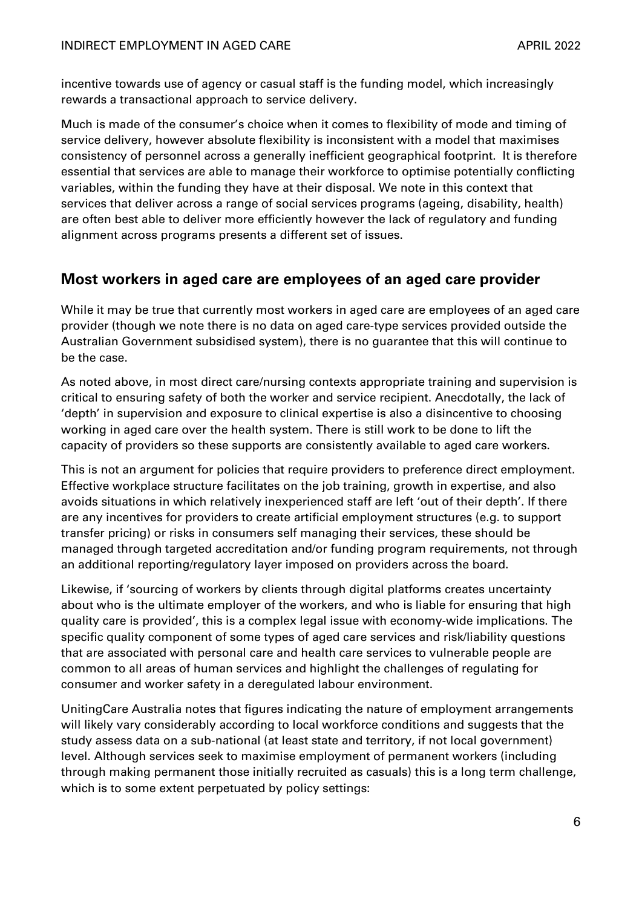incentive towards use of agency or casual staff is the funding model, which increasingly rewards a transactional approach to service delivery.

Much is made of the consumer's choice when it comes to flexibility of mode and timing of service delivery, however absolute flexibility is inconsistent with a model that maximises consistency of personnel across a generally inefficient geographical footprint. It is therefore essential that services are able to manage their workforce to optimise potentially conflicting variables, within the funding they have at their disposal. We note in this context that services that deliver across a range of social services programs (ageing, disability, health) are often best able to deliver more efficiently however the lack of regulatory and funding alignment across programs presents a different set of issues.

## Most workers in aged care are employees of an aged care provider

While it may be true that currently most workers in aged care are employees of an aged care provider (though we note there is no data on aged care-type services provided outside the Australian Government subsidised system), there is no guarantee that this will continue to be the case.

As noted above, in most direct care/nursing contexts appropriate training and supervision is critical to ensuring safety of both the worker and service recipient. Anecdotally, the lack of 'depth' in supervision and exposure to clinical expertise is also a disincentive to choosing working in aged care over the health system. There is still work to be done to lift the capacity of providers so these supports are consistently available to aged care workers.

This is not an argument for policies that require providers to preference direct employment. Effective workplace structure facilitates on the job training, growth in expertise, and also avoids situations in which relatively inexperienced staff are left 'out of their depth'. If there are any incentives for providers to create artificial employment structures (e.g. to support transfer pricing) or risks in consumers self managing their services, these should be managed through targeted accreditation and/or funding program requirements, not through an additional reporting/regulatory layer imposed on providers across the board.

Likewise, if 'sourcing of workers by clients through digital platforms creates uncertainty about who is the ultimate employer of the workers, and who is liable for ensuring that high quality care is provided', this is a complex legal issue with economy-wide implications. The specific quality component of some types of aged care services and risk/liability questions that are associated with personal care and health care services to vulnerable people are common to all areas of human services and highlight the challenges of regulating for consumer and worker safety in a deregulated labour environment.

UnitingCare Australia notes that figures indicating the nature of employment arrangements will likely vary considerably according to local workforce conditions and suggests that the study assess data on a sub-national (at least state and territory, if not local government) level. Although services seek to maximise employment of permanent workers (including through making permanent those initially recruited as casuals) this is a long term challenge, which is to some extent perpetuated by policy settings: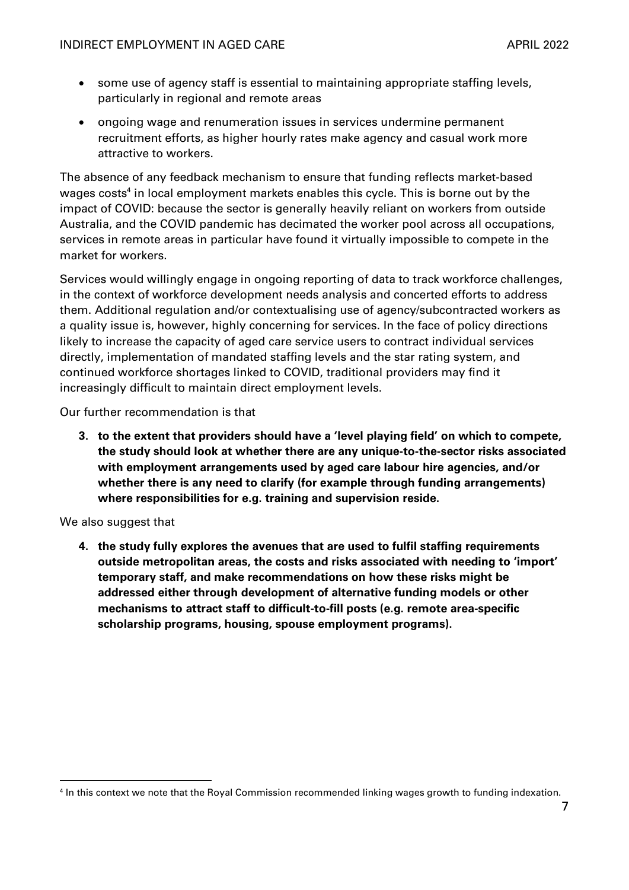- some use of agency staff is essential to maintaining appropriate staffing levels, particularly in regional and remote areas
- ongoing wage and renumeration issues in services undermine permanent recruitment efforts, as higher hourly rates make agency and casual work more attractive to workers.

The absence of any feedback mechanism to ensure that funding reflects market-based wages costs[4] in local employment markets enables this cycle. This is borne out by the impact of COVID: because the sector is generally heavily reliant on workers from outside Australia, and the COVID pandemic has decimated the worker pool across all occupations, services in remote areas in particular have found it virtually impossible to compete in the market for workers.

Services would willingly engage in ongoing reporting of data to track workforce challenges, in the context of workforce development needs analysis and concerted efforts to address them. Additional regulation and/or contextualising use of agency/subcontracted workers as a quality issue is, however, highly concerning for services. In the face of policy directions likely to increase the capacity of aged care service users to contract individual services directly, implementation of mandated staffing levels and the star rating system, and continued workforce shortages linked to COVID, traditional providers may find it increasingly difficult to maintain direct employment levels.

Our further recommendation is that

3. **to the extent that providers should have a 'level playing field' on which to compete, the study should look at whether there are any unique-to-the-sector risks associated with employment arrangements used by aged care labour hire agencies, and/or whether there is any need to clarify (for example through funding arrangements) where responsibilities for e.g. training and supervision reside.**

We also suggest that

4. **the study fully explores the avenues that are used to fulfil staffing requirements outside metropolitan areas, the costs and risks associated with needing to 'import' temporary staff, and make recommendations on how these risks might be addressed either through development of alternative funding models or other mechanisms to attract staff to difficult-to-fill posts (e.g. remote area-specific scholarship programs, housing, spouse employment programs).**

---

[4] In this context we note that the Royal Commission recommended linking wages growth to funding indexation.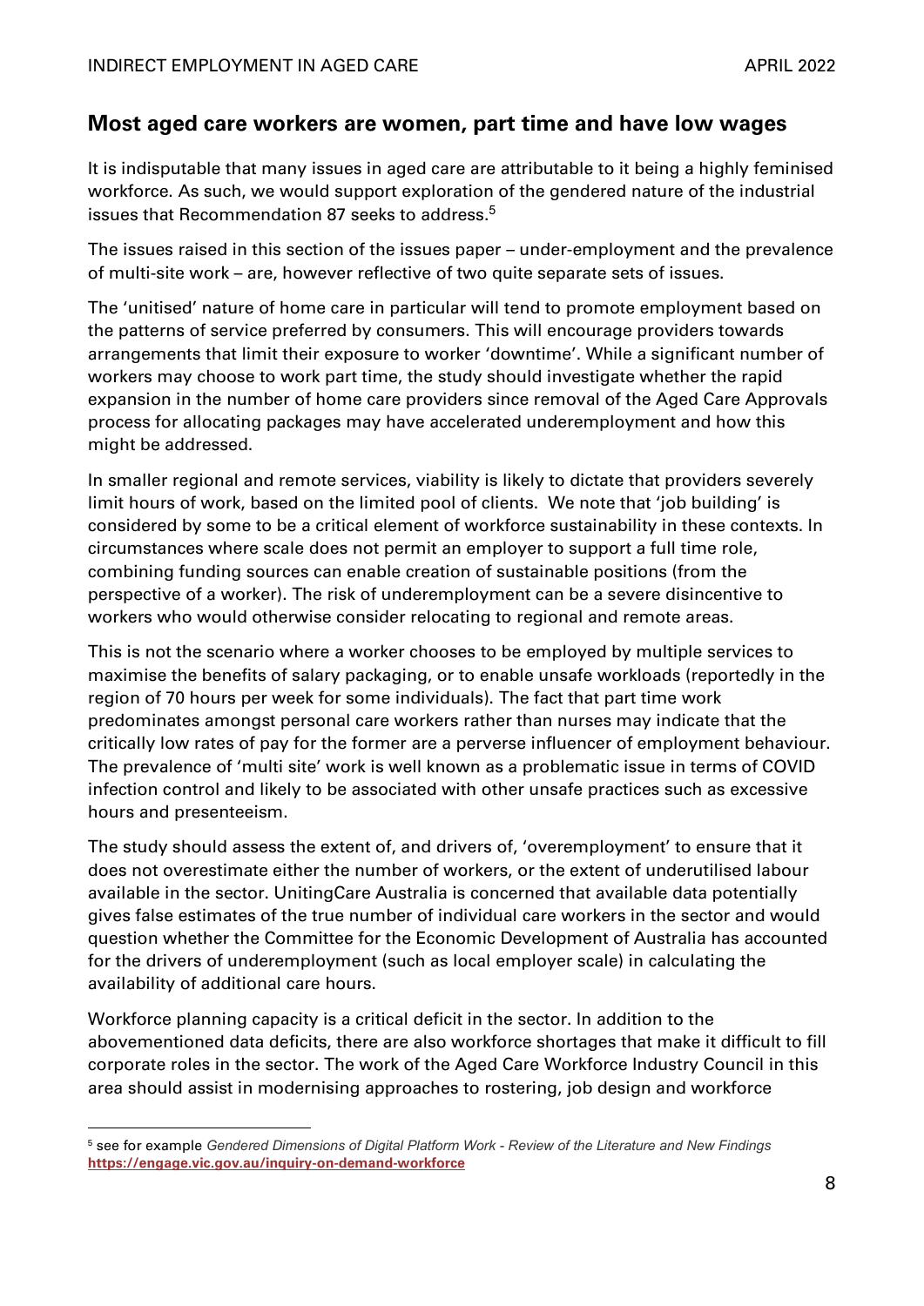## Most aged care workers are women, part time and have low wages

It is indisputable that many issues in aged care are attributable to it being a highly feminised workforce. As such, we would support exploration of the gendered nature of the industrial issues that Recommendation 87 seeks to address.[5]

The issues raised in this section of the issues paper – under-employment and the prevalence of multi-site work – are, however reflective of two quite separate sets of issues.

The 'unitised' nature of home care in particular will tend to promote employment based on the patterns of service preferred by consumers. This will encourage providers towards arrangements that limit their exposure to worker 'downtime'. While a significant number of workers may choose to work part time, the study should investigate whether the rapid expansion in the number of home care providers since removal of the Aged Care Approvals process for allocating packages may have accelerated underemployment and how this might be addressed.

In smaller regional and remote services, viability is likely to dictate that providers severely limit hours of work, based on the limited pool of clients. We note that 'job building' is considered by some to be a critical element of workforce sustainability in these contexts. In circumstances where scale does not permit an employer to support a full time role, combining funding sources can enable creation of sustainable positions (from the perspective of a worker). The risk of underemployment can be a severe disincentive to workers who would otherwise consider relocating to regional and remote areas.

This is not the scenario where a worker chooses to be employed by multiple services to maximise the benefits of salary packaging, or to enable unsafe workloads (reportedly in the region of 70 hours per week for some individuals). The fact that part time work predominates amongst personal care workers rather than nurses may indicate that the critically low rates of pay for the former are a perverse influencer of employment behaviour. The prevalence of 'multi site' work is well known as a problematic issue in terms of COVID infection control and likely to be associated with other unsafe practices such as excessive hours and presenteeism.

The study should assess the extent of, and drivers of, 'overemployment' to ensure that it does not overestimate either the number of workers, or the extent of underutilised labour available in the sector. UnitingCare Australia is concerned that available data potentially gives false estimates of the true number of individual care workers in the sector and would question whether the Committee for the Economic Development of Australia has accounted for the drivers of underemployment (such as local employer scale) in calculating the availability of additional care hours.

Workforce planning capacity is a critical deficit in the sector. In addition to the abovementioned data deficits, there are also workforce shortages that make it difficult to fill corporate roles in the sector. The work of the Aged Care Workforce Industry Council in this area should assist in modernising approaches to rostering, job design and workforce

---

[5] see for example *Gendered Dimensions of Digital Platform Work - Review of the Literature and New Findings* **https://engage.vic.gov.au/inquiry-on-demand-workforce**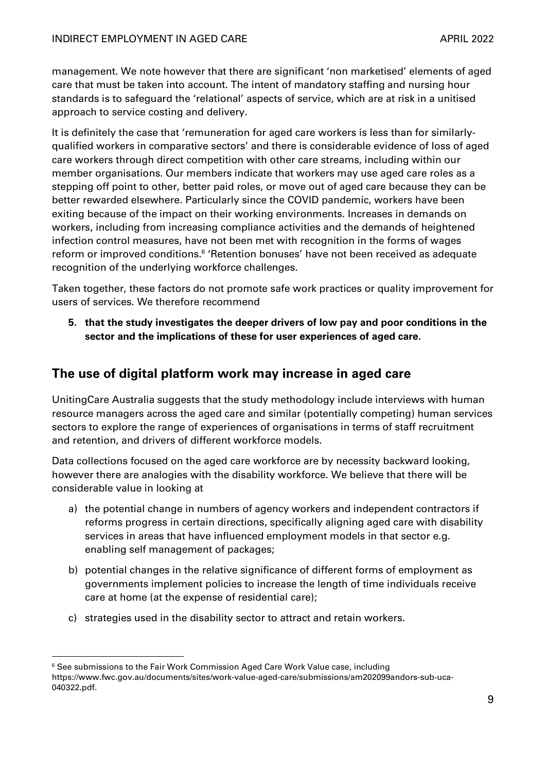management. We note however that there are significant 'non marketised' elements of aged care that must be taken into account. The intent of mandatory staffing and nursing hour standards is to safeguard the 'relational' aspects of service, which are at risk in a unitised approach to service costing and delivery.

It is definitely the case that 'remuneration for aged care workers is less than for similarly-qualified workers in comparative sectors' and there is considerable evidence of loss of aged care workers through direct competition with other care streams, including within our member organisations. Our members indicate that workers may use aged care roles as a stepping off point to other, better paid roles, or move out of aged care because they can be better rewarded elsewhere. Particularly since the COVID pandemic, workers have been exiting because of the impact on their working environments. Increases in demands on workers, including from increasing compliance activities and the demands of heightened infection control measures, have not been met with recognition in the forms of wages reform or improved conditions.[6] 'Retention bonuses' have not been received as adequate recognition of the underlying workforce challenges.

Taken together, these factors do not promote safe work practices or quality improvement for users of services. We therefore recommend

5. **that the study investigates the deeper drivers of low pay and poor conditions in the sector and the implications of these for user experiences of aged care.**

## The use of digital platform work may increase in aged care

UnitingCare Australia suggests that the study methodology include interviews with human resource managers across the aged care and similar (potentially competing) human services sectors to explore the range of experiences of organisations in terms of staff recruitment and retention, and drivers of different workforce models.

Data collections focused on the aged care workforce are by necessity backward looking, however there are analogies with the disability workforce. We believe that there will be considerable value in looking at

a) the potential change in numbers of agency workers and independent contractors if reforms progress in certain directions, specifically aligning aged care with disability services in areas that have influenced employment models in that sector e.g. enabling self management of packages;

b) potential changes in the relative significance of different forms of employment as governments implement policies to increase the length of time individuals receive care at home (at the expense of residential care);

c) strategies used in the disability sector to attract and retain workers.

---

[6] See submissions to the Fair Work Commission Aged Care Work Value case, including https://www.fwc.gov.au/documents/sites/work-value-aged-care/submissions/am202099andors-sub-uca-040322.pdf.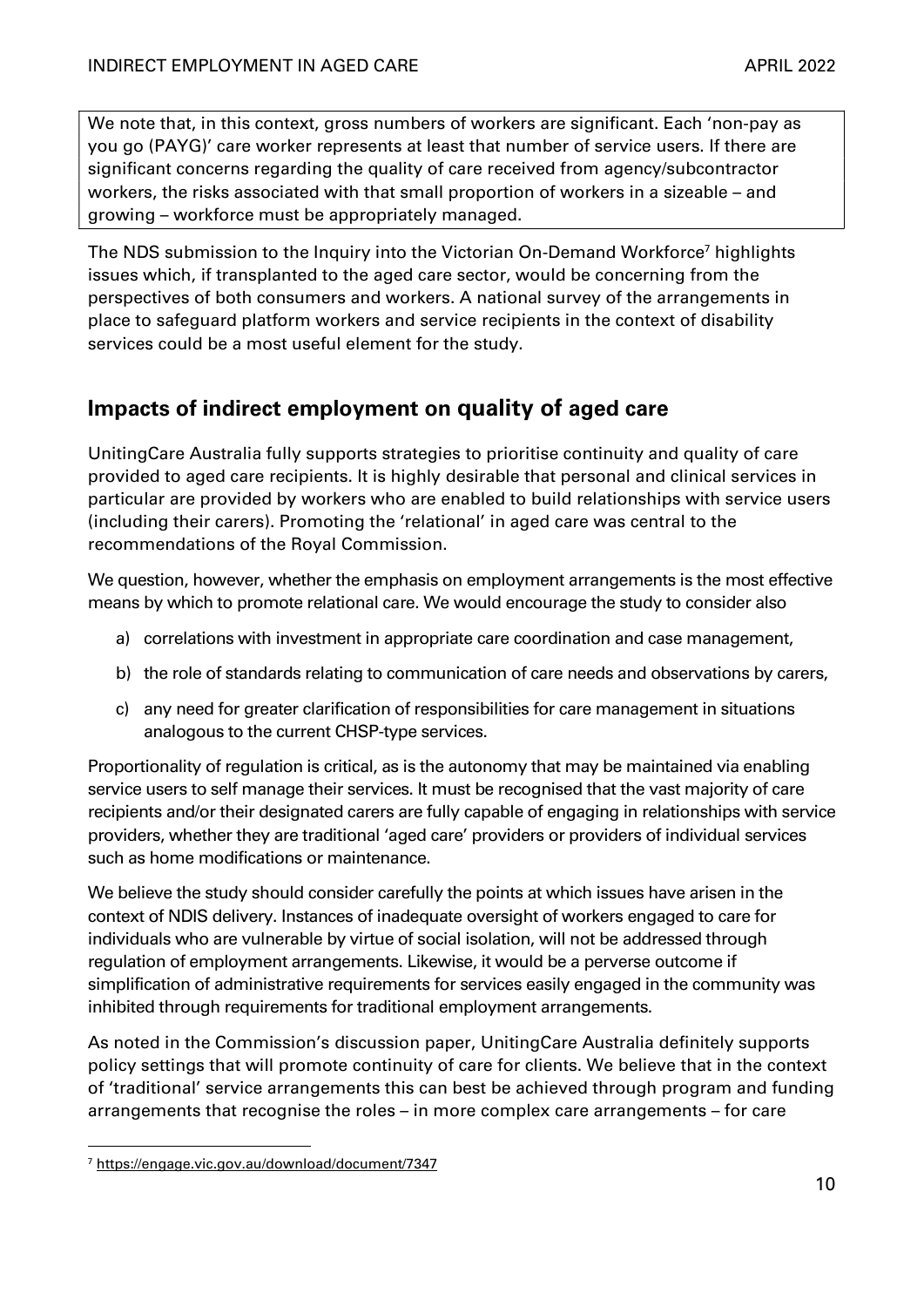We note that, in this context, gross numbers of workers are significant. Each 'non-pay as you go (PAYG)' care worker represents at least that number of service users. If there are significant concerns regarding the quality of care received from agency/subcontractor workers, the risks associated with that small proportion of workers in a sizeable – and growing – workforce must be appropriately managed.

The NDS submission to the Inquiry into the Victorian On-Demand Workforce[7] highlights issues which, if transplanted to the aged care sector, would be concerning from the perspectives of both consumers and workers. A national survey of the arrangements in place to safeguard platform workers and service recipients in the context of disability services could be a most useful element for the study.

## Impacts of indirect employment on quality of aged care

UnitingCare Australia fully supports strategies to prioritise continuity and quality of care provided to aged care recipients. It is highly desirable that personal and clinical services in particular are provided by workers who are enabled to build relationships with service users (including their carers). Promoting the 'relational' in aged care was central to the recommendations of the Royal Commission.

We question, however, whether the emphasis on employment arrangements is the most effective means by which to promote relational care. We would encourage the study to consider also

a) correlations with investment in appropriate care coordination and case management,

b) the role of standards relating to communication of care needs and observations by carers,

c) any need for greater clarification of responsibilities for care management in situations analogous to the current CHSP-type services.

Proportionality of regulation is critical, as is the autonomy that may be maintained via enabling service users to self manage their services. It must be recognised that the vast majority of care recipients and/or their designated carers are fully capable of engaging in relationships with service providers, whether they are traditional 'aged care' providers or providers of individual services such as home modifications or maintenance.

We believe the study should consider carefully the points at which issues have arisen in the context of NDIS delivery. Instances of inadequate oversight of workers engaged to care for individuals who are vulnerable by virtue of social isolation, will not be addressed through regulation of employment arrangements. Likewise, it would be a perverse outcome if simplification of administrative requirements for services easily engaged in the community was inhibited through requirements for traditional employment arrangements.

As noted in the Commission's discussion paper, UnitingCare Australia definitely supports policy settings that will promote continuity of care for clients. We believe that in the context of 'traditional' service arrangements this can best be achieved through program and funding arrangements that recognise the roles – in more complex care arrangements – for care

---

[7] https://engage.vic.gov.au/download/document/7347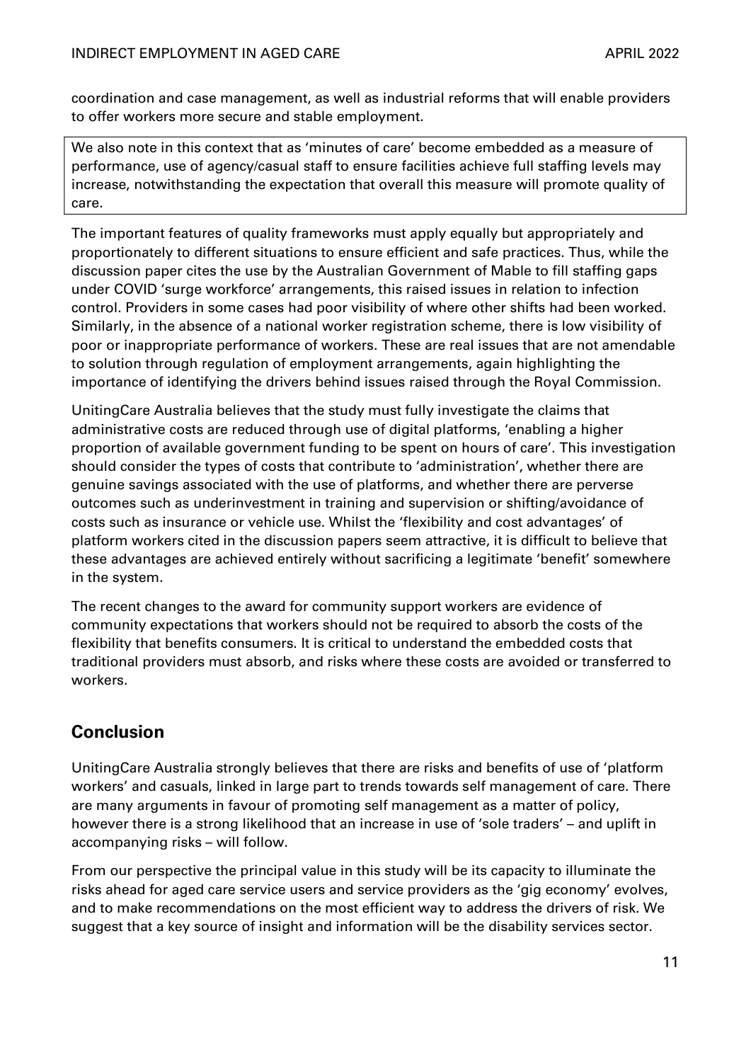coordination and case management, as well as industrial reforms that will enable providers to offer workers more secure and stable employment.

We also note in this context that as 'minutes of care' become embedded as a measure of performance, use of agency/casual staff to ensure facilities achieve full staffing levels may increase, notwithstanding the expectation that overall this measure will promote quality of care.

The important features of quality frameworks must apply equally but appropriately and proportionately to different situations to ensure efficient and safe practices. Thus, while the discussion paper cites the use by the Australian Government of Mable to fill staffing gaps under COVID 'surge workforce' arrangements, this raised issues in relation to infection control. Providers in some cases had poor visibility of where other shifts had been worked. Similarly, in the absence of a national worker registration scheme, there is low visibility of poor or inappropriate performance of workers. These are real issues that are not amendable to solution through regulation of employment arrangements, again highlighting the importance of identifying the drivers behind issues raised through the Royal Commission.

UnitingCare Australia believes that the study must fully investigate the claims that administrative costs are reduced through use of digital platforms, 'enabling a higher proportion of available government funding to be spent on hours of care'. This investigation should consider the types of costs that contribute to 'administration', whether there are genuine savings associated with the use of platforms, and whether there are perverse outcomes such as underinvestment in training and supervision or shifting/avoidance of costs such as insurance or vehicle use. Whilst the 'flexibility and cost advantages' of platform workers cited in the discussion papers seem attractive, it is difficult to believe that these advantages are achieved entirely without sacrificing a legitimate 'benefit' somewhere in the system.

The recent changes to the award for community support workers are evidence of community expectations that workers should not be required to absorb the costs of the flexibility that benefits consumers. It is critical to understand the embedded costs that traditional providers must absorb, and risks where these costs are avoided or transferred to workers.

## Conclusion

UnitingCare Australia strongly believes that there are risks and benefits of use of 'platform workers' and casuals, linked in large part to trends towards self management of care. There are many arguments in favour of promoting self management as a matter of policy, however there is a strong likelihood that an increase in use of 'sole traders' – and uplift in accompanying risks – will follow.

From our perspective the principal value in this study will be its capacity to illuminate the risks ahead for aged care service users and service providers as the 'gig economy' evolves, and to make recommendations on the most efficient way to address the drivers of risk. We suggest that a key source of insight and information will be the disability services sector.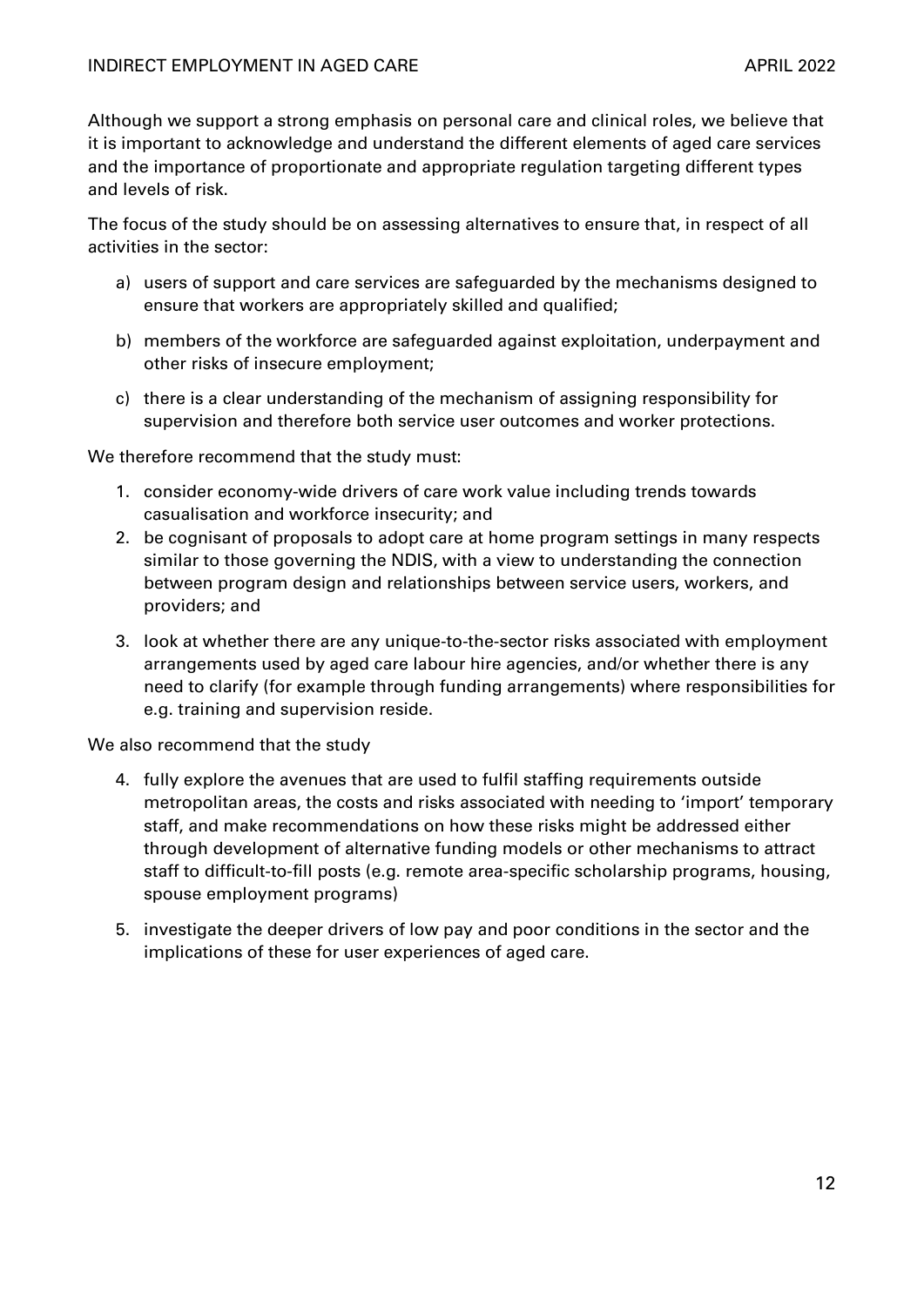Although we support a strong emphasis on personal care and clinical roles, we believe that it is important to acknowledge and understand the different elements of aged care services and the importance of proportionate and appropriate regulation targeting different types and levels of risk.

The focus of the study should be on assessing alternatives to ensure that, in respect of all activities in the sector:

a) users of support and care services are safeguarded by the mechanisms designed to ensure that workers are appropriately skilled and qualified;

b) members of the workforce are safeguarded against exploitation, underpayment and other risks of insecure employment;

c) there is a clear understanding of the mechanism of assigning responsibility for supervision and therefore both service user outcomes and worker protections.

We therefore recommend that the study must:

1. consider economy-wide drivers of care work value including trends towards casualisation and workforce insecurity; and
2. be cognisant of proposals to adopt care at home program settings in many respects similar to those governing the NDIS, with a view to understanding the connection between program design and relationships between service users, workers, and providers; and
3. look at whether there are any unique-to-the-sector risks associated with employment arrangements used by aged care labour hire agencies, and/or whether there is any need to clarify (for example through funding arrangements) where responsibilities for e.g. training and supervision reside.

We also recommend that the study

4. fully explore the avenues that are used to fulfil staffing requirements outside metropolitan areas, the costs and risks associated with needing to 'import' temporary staff, and make recommendations on how these risks might be addressed either through development of alternative funding models or other mechanisms to attract staff to difficult-to-fill posts (e.g. remote area-specific scholarship programs, housing, spouse employment programs)
5. investigate the deeper drivers of low pay and poor conditions in the sector and the implications of these for user experiences of aged care.